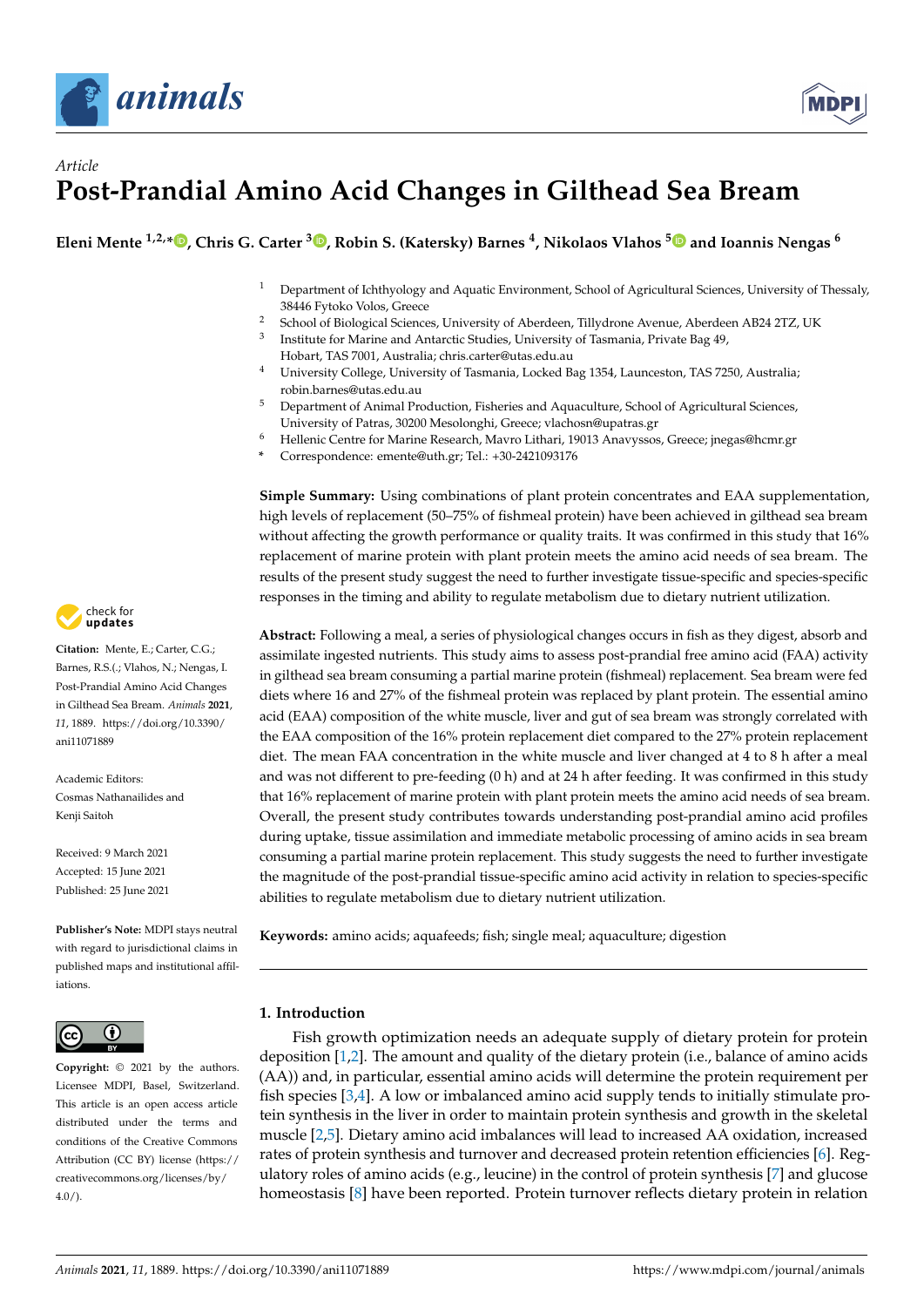*Article*

# Post-Prandial Amino Acid Changes in Gilthead Sea Bream

**Eleni Mente [1,2,*], Chris G. Carter [3], Robin S. (Katersky) Barnes [4], Nikolaos Vlahos [5] and Ioannis Nengas [6]**

[1] Department of Ichthyology and Aquatic Environment, School of Agricultural Sciences, University of Thessaly, 38446 Fytoko Volos, Greece

[2] School of Biological Sciences, University of Aberdeen, Tillydrone Avenue, Aberdeen AB24 2TZ, UK

[3] Institute for Marine and Antarctic Studies, University of Tasmania, Private Bag 49, Hobart, TAS 7001, Australia; chris.carter@utas.edu.au

[4] University College, University of Tasmania, Locked Bag 1354, Launceston, TAS 7250, Australia; robin.barnes@utas.edu.au

[5] Department of Animal Production, Fisheries and Aquaculture, School of Agricultural Sciences, University of Patras, 30200 Mesolonghi, Greece; vlachosn@upatras.gr

[6] Hellenic Centre for Marine Research, Mavro Lithari, 19013 Anavyssos, Greece; jnegas@hcmr.gr

\* Correspondence: emente@uth.gr; Tel.: +30-2421093176

**Simple Summary:** Using combinations of plant protein concentrates and EAA supplementation, high levels of replacement (50–75% of fishmeal protein) have been achieved in gilthead sea bream without affecting the growth performance or quality traits. It was confirmed in this study that 16% replacement of marine protein with plant protein meets the amino acid needs of sea bream. The results of the present study suggest the need to further investigate tissue-specific and species-specific responses in the timing and ability to regulate metabolism due to dietary nutrient utilization.

**Abstract:** Following a meal, a series of physiological changes occurs in fish as they digest, absorb and assimilate ingested nutrients. This study aims to assess post-prandial free amino acid (FAA) activity in gilthead sea bream consuming a partial marine protein (fishmeal) replacement. Sea bream were fed diets where 16 and 27% of the fishmeal protein was replaced by plant protein. The essential amino acid (EAA) composition of the white muscle, liver and gut of sea bream was strongly correlated with the EAA composition of the 16% protein replacement diet compared to the 27% protein replacement diet. The mean FAA concentration in the white muscle and liver changed at 4 to 8 h after a meal and was not different to pre-feeding (0 h) and at 24 h after feeding. It was confirmed in this study that 16% replacement of marine protein with plant protein meets the amino acid needs of sea bream. Overall, the present study contributes towards understanding post-prandial amino acid profiles during uptake, tissue assimilation and immediate metabolic processing of amino acids in sea bream consuming a partial marine protein replacement. This study suggests the need to further investigate the magnitude of the post-prandial tissue-specific amino acid activity in relation to species-specific abilities to regulate metabolism due to dietary nutrient utilization.

**Keywords:** amino acids; aquafeeds; fish; single meal; aquaculture; digestion

**Citation:** Mente, E.; Carter, C.G.; Barnes, R.S.(.; Vlahos, N.; Nengas, I. Post-Prandial Amino Acid Changes in Gilthead Sea Bream. *Animals* **2021**, *11*, 1889. https://doi.org/10.3390/ani11071889

Academic Editors: Cosmas Nathanailides and Kenji Saitoh

Received: 9 March 2021
Accepted: 15 June 2021
Published: 25 June 2021

**Publisher's Note:** MDPI stays neutral with regard to jurisdictional claims in published maps and institutional affiliations.

**Copyright:** © 2021 by the authors. Licensee MDPI, Basel, Switzerland. This article is an open access article distributed under the terms and conditions of the Creative Commons Attribution (CC BY) license (https://creativecommons.org/licenses/by/4.0/).

## 1. Introduction

Fish growth optimization needs an adequate supply of dietary protein for protein deposition [1,2]. The amount and quality of the dietary protein (i.e., balance of amino acids (AA)) and, in particular, essential amino acids will determine the protein requirement per fish species [3,4]. A low or imbalanced amino acid supply tends to initially stimulate protein synthesis in the liver in order to maintain protein synthesis and growth in the skeletal muscle [2,5]. Dietary amino acid imbalances will lead to increased AA oxidation, increased rates of protein synthesis and turnover and decreased protein retention efficiencies [6]. Regulatory roles of amino acids (e.g., leucine) in the control of protein synthesis [7] and glucose homeostasis [8] have been reported. Protein turnover reflects dietary protein in relation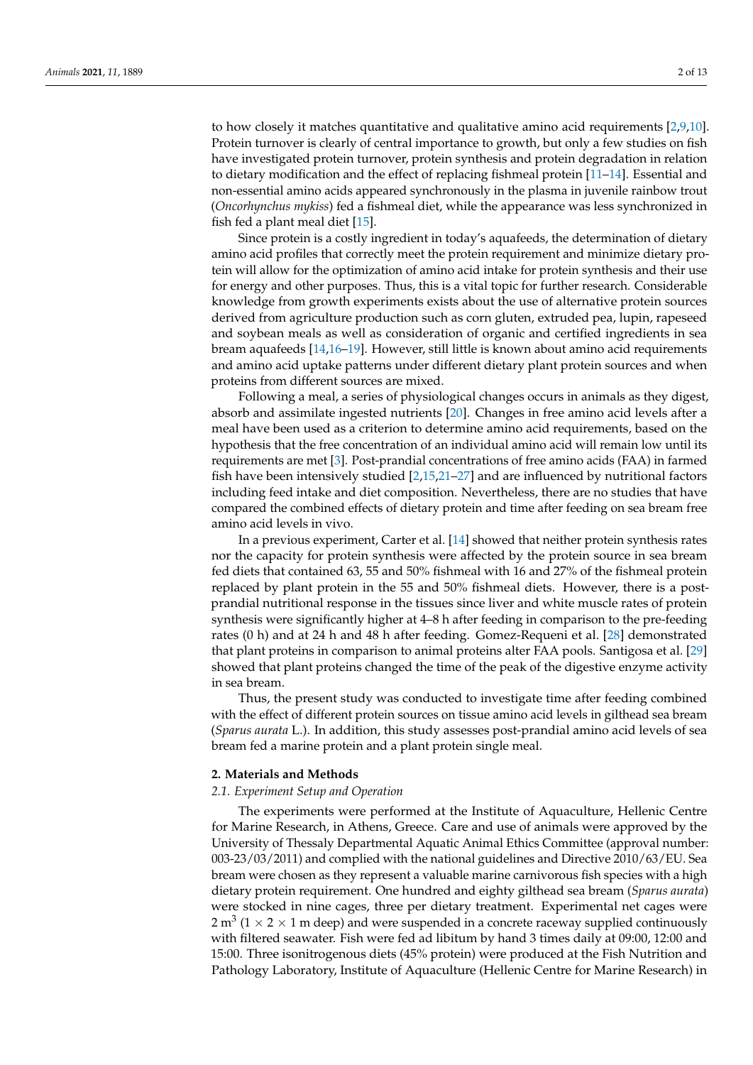to how closely it matches quantitative and qualitative amino acid requirements [2,9,10]. Protein turnover is clearly of central importance to growth, but only a few studies on fish have investigated protein turnover, protein synthesis and protein degradation in relation to dietary modification and the effect of replacing fishmeal protein [11–14]. Essential and non-essential amino acids appeared synchronously in the plasma in juvenile rainbow trout (*Oncorhynchus mykiss*) fed a fishmeal diet, while the appearance was less synchronized in fish fed a plant meal diet [15].

Since protein is a costly ingredient in today's aquafeeds, the determination of dietary amino acid profiles that correctly meet the protein requirement and minimize dietary protein will allow for the optimization of amino acid intake for protein synthesis and their use for energy and other purposes. Thus, this is a vital topic for further research. Considerable knowledge from growth experiments exists about the use of alternative protein sources derived from agriculture production such as corn gluten, extruded pea, lupin, rapeseed and soybean meals as well as consideration of organic and certified ingredients in sea bream aquafeeds [14,16–19]. However, still little is known about amino acid requirements and amino acid uptake patterns under different dietary plant protein sources and when proteins from different sources are mixed.

Following a meal, a series of physiological changes occurs in animals as they digest, absorb and assimilate ingested nutrients [20]. Changes in free amino acid levels after a meal have been used as a criterion to determine amino acid requirements, based on the hypothesis that the free concentration of an individual amino acid will remain low until its requirements are met [3]. Post-prandial concentrations of free amino acids (FAA) in farmed fish have been intensively studied [2,15,21–27] and are influenced by nutritional factors including feed intake and diet composition. Nevertheless, there are no studies that have compared the combined effects of dietary protein and time after feeding on sea bream free amino acid levels in vivo.

In a previous experiment, Carter et al. [14] showed that neither protein synthesis rates nor the capacity for protein synthesis were affected by the protein source in sea bream fed diets that contained 63, 55 and 50% fishmeal with 16 and 27% of the fishmeal protein replaced by plant protein in the 55 and 50% fishmeal diets. However, there is a post-prandial nutritional response in the tissues since liver and white muscle rates of protein synthesis were significantly higher at 4–8 h after feeding in comparison to the pre-feeding rates (0 h) and at 24 h and 48 h after feeding. Gomez-Requeni et al. [28] demonstrated that plant proteins in comparison to animal proteins alter FAA pools. Santigosa et al. [29] showed that plant proteins changed the time of the peak of the digestive enzyme activity in sea bream.

Thus, the present study was conducted to investigate time after feeding combined with the effect of different protein sources on tissue amino acid levels in gilthead sea bream (*Sparus aurata* L.). In addition, this study assesses post-prandial amino acid levels of sea bream fed a marine protein and a plant protein single meal.

## 2. Materials and Methods

### *2.1. Experiment Setup and Operation*

The experiments were performed at the Institute of Aquaculture, Hellenic Centre for Marine Research, in Athens, Greece. Care and use of animals were approved by the University of Thessaly Departmental Aquatic Animal Ethics Committee (approval number: 003-23/03/2011) and complied with the national guidelines and Directive 2010/63/EU. Sea bream were chosen as they represent a valuable marine carnivorous fish species with a high dietary protein requirement. One hundred and eighty gilthead sea bream (*Sparus aurata*) were stocked in nine cages, three per dietary treatment. Experimental net cages were 2 $m^3$ (1 × 2 × 1 m deep) and were suspended in a concrete raceway supplied continuously with filtered seawater. Fish were fed ad libitum by hand 3 times daily at 09:00, 12:00 and 15:00. Three isonitrogenous diets (45% protein) were produced at the Fish Nutrition and Pathology Laboratory, Institute of Aquaculture (Hellenic Centre for Marine Research) in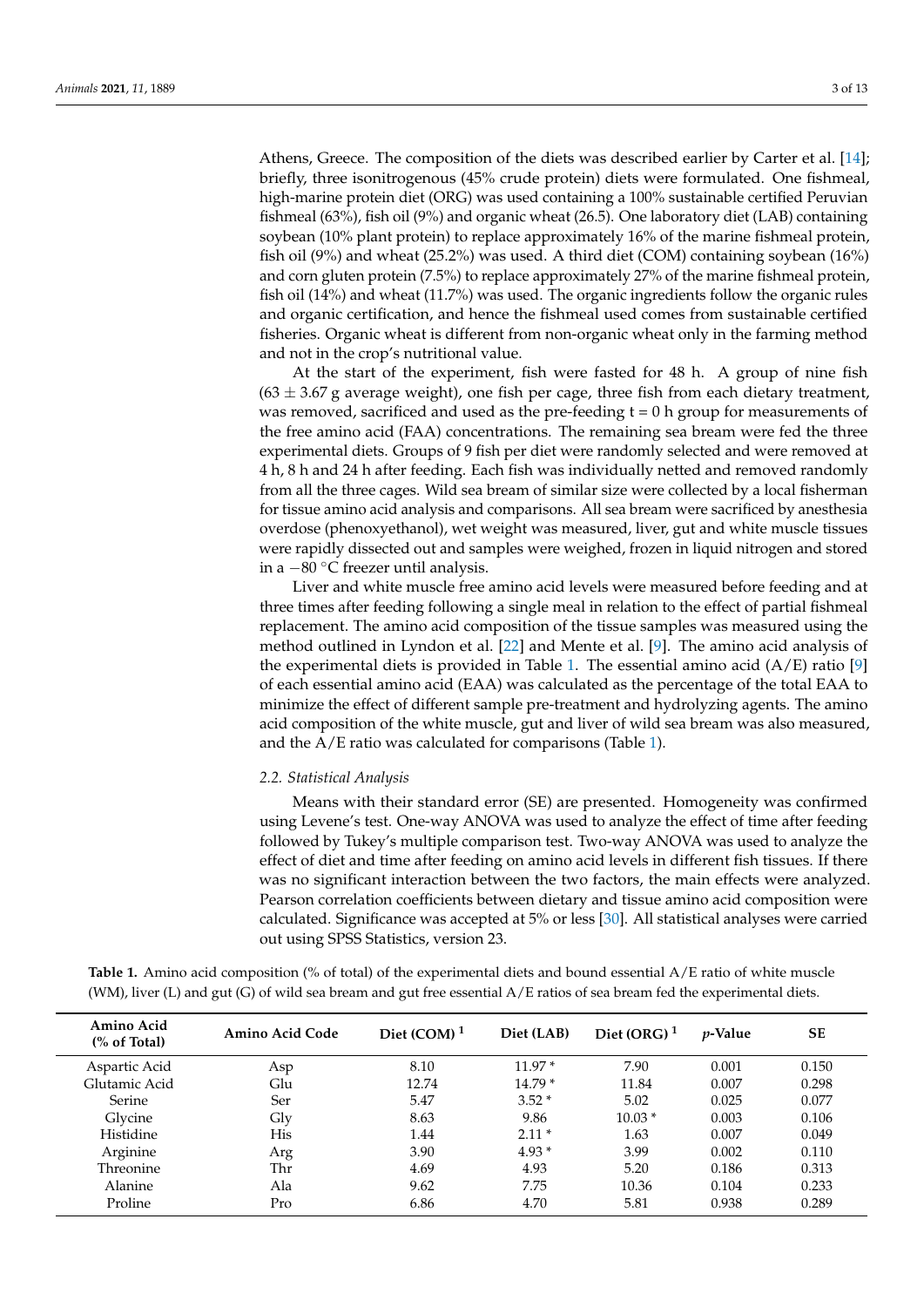Athens, Greece. The composition of the diets was described earlier by Carter et al. [14]; briefly, three isonitrogenous (45% crude protein) diets were formulated. One fishmeal, high-marine protein diet (ORG) was used containing a 100% sustainable certified Peruvian fishmeal (63%), fish oil (9%) and organic wheat (26.5). One laboratory diet (LAB) containing soybean (10% plant protein) to replace approximately 16% of the marine fishmeal protein, fish oil (9%) and wheat (25.2%) was used. A third diet (COM) containing soybean (16%) and corn gluten protein (7.5%) to replace approximately 27% of the marine fishmeal protein, fish oil (14%) and wheat (11.7%) was used. The organic ingredients follow the organic rules and organic certification, and hence the fishmeal used comes from sustainable certified fisheries. Organic wheat is different from non-organic wheat only in the farming method and not in the crop's nutritional value.

At the start of the experiment, fish were fasted for 48 h. A group of nine fish (63 ± 3.67 g average weight), one fish per cage, three fish from each dietary treatment, was removed, sacrificed and used as the pre-feeding t = 0 h group for measurements of the free amino acid (FAA) concentrations. The remaining sea bream were fed the three experimental diets. Groups of 9 fish per diet were randomly selected and were removed at 4 h, 8 h and 24 h after feeding. Each fish was individually netted and removed randomly from all the three cages. Wild sea bream of similar size were collected by a local fisherman for tissue amino acid analysis and comparisons. All sea bream were sacrificed by anesthesia overdose (phenoxyethanol), wet weight was measured, liver, gut and white muscle tissues were rapidly dissected out and samples were weighed, frozen in liquid nitrogen and stored in a −80 °C freezer until analysis.

Liver and white muscle free amino acid levels were measured before feeding and at three times after feeding following a single meal in relation to the effect of partial fishmeal replacement. The amino acid composition of the tissue samples was measured using the method outlined in Lyndon et al. [22] and Mente et al. [9]. The amino acid analysis of the experimental diets is provided in Table 1. The essential amino acid (A/E) ratio [9] of each essential amino acid (EAA) was calculated as the percentage of the total EAA to minimize the effect of different sample pre-treatment and hydrolyzing agents. The amino acid composition of the white muscle, gut and liver of wild sea bream was also measured, and the A/E ratio was calculated for comparisons (Table 1).

### 2.2. Statistical Analysis

Means with their standard error (SE) are presented. Homogeneity was confirmed using Levene's test. One-way ANOVA was used to analyze the effect of time after feeding followed by Tukey's multiple comparison test. Two-way ANOVA was used to analyze the effect of diet and time after feeding on amino acid levels in different fish tissues. If there was no significant interaction between the two factors, the main effects were analyzed. Pearson correlation coefficients between dietary and tissue amino acid composition were calculated. Significance was accepted at 5% or less [30]. All statistical analyses were carried out using SPSS Statistics, version 23.

**Table 1.** Amino acid composition (% of total) of the experimental diets and bound essential A/E ratio of white muscle (WM), liver (L) and gut (G) of wild sea bream and gut free essential A/E ratios of sea bream fed the experimental diets.

| Amino Acid (% of Total) | Amino Acid Code | Diet (COM) [1] | Diet (LAB) | Diet (ORG) [1] | *p*-Value | SE |
|---|---|---|---|---|---|---|
| Aspartic Acid | Asp | 8.10 | 11.97 * | 7.90 | 0.001 | 0.150 |
| Glutamic Acid | Glu | 12.74 | 14.79 * | 11.84 | 0.007 | 0.298 |
| Serine | Ser | 5.47 | 3.52 * | 5.02 | 0.025 | 0.077 |
| Glycine | Gly | 8.63 | 9.86 | 10.03 * | 0.003 | 0.106 |
| Histidine | His | 1.44 | 2.11 * | 1.63 | 0.007 | 0.049 |
| Arginine | Arg | 3.90 | 4.93 * | 3.99 | 0.002 | 0.110 |
| Threonine | Thr | 4.69 | 4.93 | 5.20 | 0.186 | 0.313 |
| Alanine | Ala | 9.62 | 7.75 | 10.36 | 0.104 | 0.233 |
| Proline | Pro | 6.86 | 4.70 | 5.81 | 0.938 | 0.289 |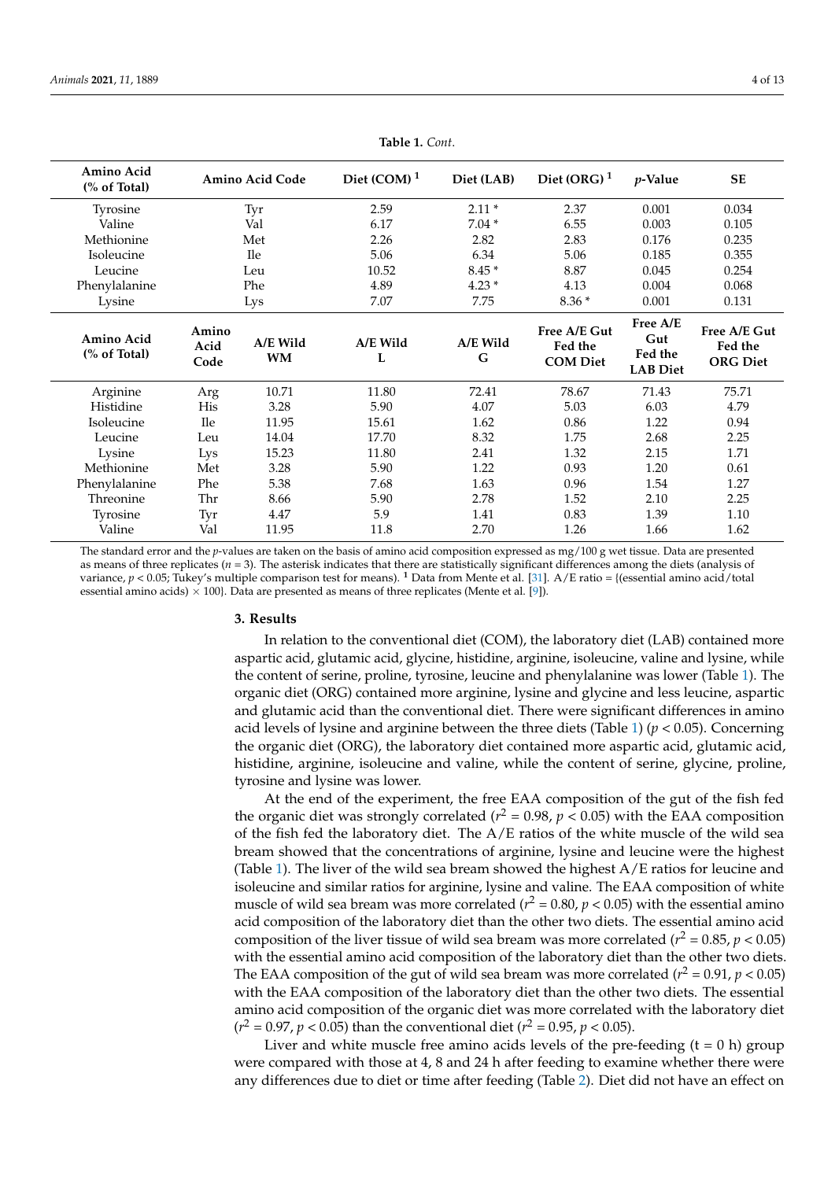**Table 1.** *Cont.*

| Amino Acid (% of Total) | Amino Acid Code | | Diet (COM) [1] | Diet (LAB) | Diet (ORG) [1] | *p*-Value | SE |
|---|---|---|---|---|---|---|---|
| Tyrosine | Tyr | | 2.59 | 2.11 * | 2.37 | 0.001 | 0.034 |
| Valine | Val | | 6.17 | 7.04 * | 6.55 | 0.003 | 0.105 |
| Methionine | Met | | 2.26 | 2.82 | 2.83 | 0.176 | 0.235 |
| Isoleucine | Ile | | 5.06 | 6.34 | 5.06 | 0.185 | 0.355 |
| Leucine | Leu | | 10.52 | 8.45 * | 8.87 | 0.045 | 0.254 |
| Phenylalanine | Phe | | 4.89 | 4.23 * | 4.13 | 0.004 | 0.068 |
| Lysine | Lys | | 7.07 | 7.75 | 8.36 * | 0.001 | 0.131 |
| **Amino Acid (% of Total)** | **Amino Acid Code** | **A/E Wild WM** | **A/E Wild L** | **A/E Wild G** | **Free A/E Gut Fed the COM Diet** | **Free A/E Gut Fed the LAB Diet** | **Free A/E Gut Fed the ORG Diet** |
| Arginine | Arg | 10.71 | 11.80 | 72.41 | 78.67 | 71.43 | 75.71 |
| Histidine | His | 3.28 | 5.90 | 4.07 | 5.03 | 6.03 | 4.79 |
| Isoleucine | Ile | 11.95 | 15.61 | 1.62 | 0.86 | 1.22 | 0.94 |
| Leucine | Leu | 14.04 | 17.70 | 8.32 | 1.75 | 2.68 | 2.25 |
| Lysine | Lys | 15.23 | 11.80 | 2.41 | 1.32 | 2.15 | 1.71 |
| Methionine | Met | 3.28 | 5.90 | 1.22 | 0.93 | 1.20 | 0.61 |
| Phenylalanine | Phe | 5.38 | 7.68 | 1.63 | 0.96 | 1.54 | 1.27 |
| Threonine | Thr | 8.66 | 5.90 | 2.78 | 1.52 | 2.10 | 2.25 |
| Tyrosine | Tyr | 4.47 | 5.9 | 1.41 | 0.83 | 1.39 | 1.10 |
| Valine | Val | 11.95 | 11.8 | 2.70 | 1.26 | 1.66 | 1.62 |

The standard error and the *p*-values are taken on the basis of amino acid composition expressed as mg/100 g wet tissue. Data are presented as means of three replicates ($n = 3$). The asterisk indicates that there are statistically significant differences among the diets (analysis of variance, $p < 0.05$; Tukey's multiple comparison test for means). [1] Data from Mente et al. [31]. A/E ratio = {(essential amino acid/total essential amino acids) × 100}. Data are presented as means of three replicates (Mente et al. [9]).

## 3. Results

In relation to the conventional diet (COM), the laboratory diet (LAB) contained more aspartic acid, glutamic acid, glycine, histidine, arginine, isoleucine, valine and lysine, while the content of serine, proline, tyrosine, leucine and phenylalanine was lower (Table 1). The organic diet (ORG) contained more arginine, lysine and glycine and less leucine, aspartic and glutamic acid than the conventional diet. There were significant differences in amino acid levels of lysine and arginine between the three diets (Table 1) ($p < 0.05$). Concerning the organic diet (ORG), the laboratory diet contained more aspartic acid, glutamic acid, histidine, arginine, isoleucine and valine, while the content of serine, glycine, proline, tyrosine and lysine was lower.

At the end of the experiment, the free EAA composition of the gut of the fish fed the organic diet was strongly correlated ($r^2 = 0.98$, $p < 0.05$) with the EAA composition of the fish fed the laboratory diet. The A/E ratios of the white muscle of the wild sea bream showed that the concentrations of arginine, lysine and leucine were the highest (Table 1). The liver of the wild sea bream showed the highest A/E ratios for leucine and isoleucine and similar ratios for arginine, lysine and valine. The EAA composition of white muscle of wild sea bream was more correlated ($r^2 = 0.80$, $p < 0.05$) with the essential amino acid composition of the laboratory diet than the other two diets. The essential amino acid composition of the liver tissue of wild sea bream was more correlated ($r^2 = 0.85$, $p < 0.05$) with the essential amino acid composition of the laboratory diet than the other two diets. The EAA composition of the gut of wild sea bream was more correlated ($r^2 = 0.91$, $p < 0.05$) with the EAA composition of the laboratory diet than the other two diets. The essential amino acid composition of the organic diet was more correlated with the laboratory diet ($r^2 = 0.97$, $p < 0.05$) than the conventional diet ($r^2 = 0.95$, $p < 0.05$).

Liver and white muscle free amino acids levels of the pre-feeding (t = 0 h) group were compared with those at 4, 8 and 24 h after feeding to examine whether there were any differences due to diet or time after feeding (Table 2). Diet did not have an effect on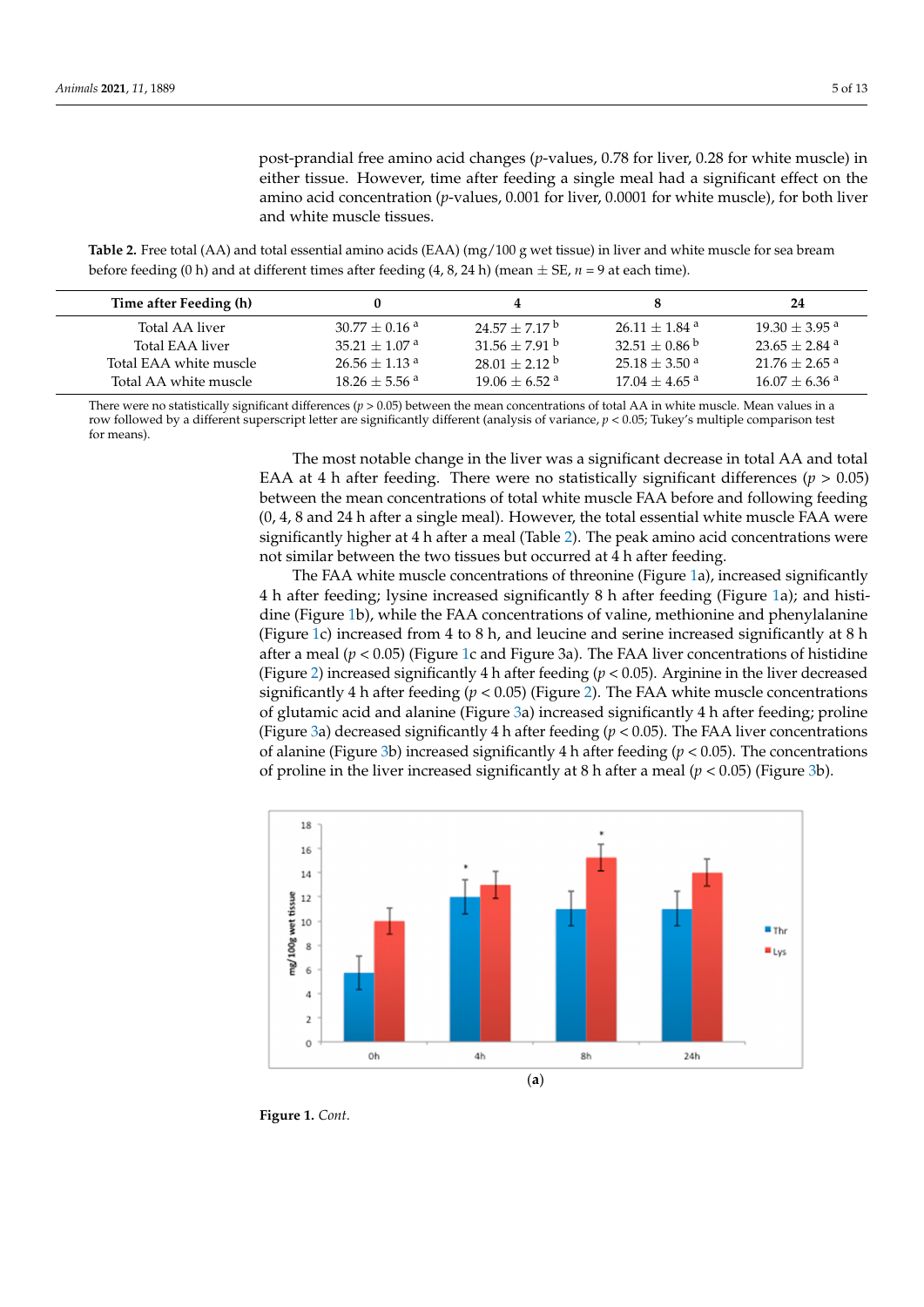post-prandial free amino acid changes ($p$-values, 0.78 for liver, 0.28 for white muscle) in either tissue. However, time after feeding a single meal had a significant effect on the amino acid concentration ($p$-values, 0.001 for liver, 0.0001 for white muscle), for both liver and white muscle tissues.

**Table 2.** Free total (AA) and total essential amino acids (EAA) (mg/100 g wet tissue) in liver and white muscle for sea bream before feeding (0 h) and at different times after feeding (4, 8, 24 h) (mean ± SE, $n$ = 9 at each time).

| Time after Feeding (h) | 0 | 4 | 8 | 24 |
|---|---|---|---|---|
| Total AA liver | 30.77 ± 0.16 $^{a}$ | 24.57 ± 7.17 $^{b}$ | 26.11 ± 1.84 $^{a}$ | 19.30 ± 3.95 $^{a}$ |
| Total EAA liver | 35.21 ± 1.07 $^{a}$ | 31.56 ± 7.91 $^{b}$ | 32.51 ± 0.86 $^{b}$ | 23.65 ± 2.84 $^{a}$ |
| Total EAA white muscle | 26.56 ± 1.13 $^{a}$ | 28.01 ± 2.12 $^{b}$ | 25.18 ± 3.50 $^{a}$ | 21.76 ± 2.65 $^{a}$ |
| Total AA white muscle | 18.26 ± 5.56 $^{a}$ | 19.06 ± 6.52 $^{a}$ | 17.04 ± 4.65 $^{a}$ | 16.07 ± 6.36 $^{a}$ |

There were no statistically significant differences ($p > 0.05$) between the mean concentrations of total AA in white muscle. Mean values in a row followed by a different superscript letter are significantly different (analysis of variance, $p < 0.05$; Tukey's multiple comparison test for means).

The most notable change in the liver was a significant decrease in total AA and total EAA at 4 h after feeding. There were no statistically significant differences ($p > 0.05$) between the mean concentrations of total white muscle FAA before and following feeding (0, 4, 8 and 24 h after a single meal). However, the total essential white muscle FAA were significantly higher at 4 h after a meal (Table 2). The peak amino acid concentrations were not similar between the two tissues but occurred at 4 h after feeding.

The FAA white muscle concentrations of threonine (Figure 1a), increased significantly 4 h after feeding; lysine increased significantly 8 h after feeding (Figure 1a); and histidine (Figure 1b), while the FAA concentrations of valine, methionine and phenylalanine (Figure 1c) increased from 4 to 8 h, and leucine and serine increased significantly at 8 h after a meal ($p < 0.05$) (Figure 1c and Figure 3a). The FAA liver concentrations of histidine (Figure 2) increased significantly 4 h after feeding ($p < 0.05$). Arginine in the liver decreased significantly 4 h after feeding ($p < 0.05$) (Figure 2). The FAA white muscle concentrations of glutamic acid and alanine (Figure 3a) increased significantly 4 h after feeding; proline (Figure 3a) decreased significantly 4 h after feeding ($p < 0.05$). The FAA liver concentrations of alanine (Figure 3b) increased significantly 4 h after feeding ($p < 0.05$). The concentrations of proline in the liver increased significantly at 8 h after a meal ($p < 0.05$) (Figure 3b).

(**a**)

**Figure 1.** *Cont.*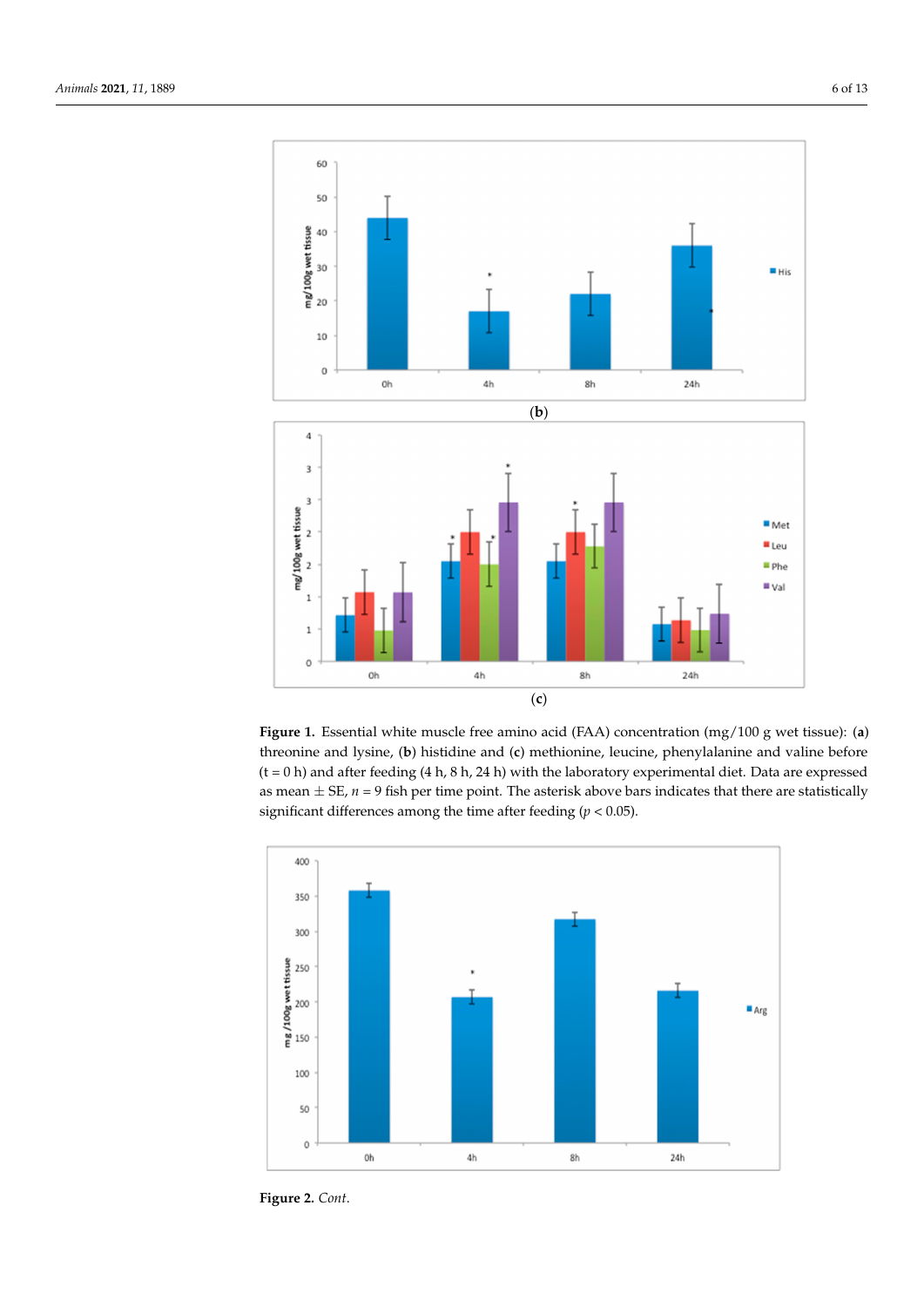(**b**)

(**c**)

**Figure 1.** Essential white muscle free amino acid (FAA) concentration (mg/100 g wet tissue): (**a**) threonine and lysine, (**b**) histidine and (**c**) methionine, leucine, phenylalanine and valine before (t = 0 h) and after feeding (4 h, 8 h, 24 h) with the laboratory experimental diet. Data are expressed as mean ± SE, $n$ = 9 fish per time point. The asterisk above bars indicates that there are statistically significant differences among the time after feeding ($p < 0.05$).

**Figure 2.** *Cont.*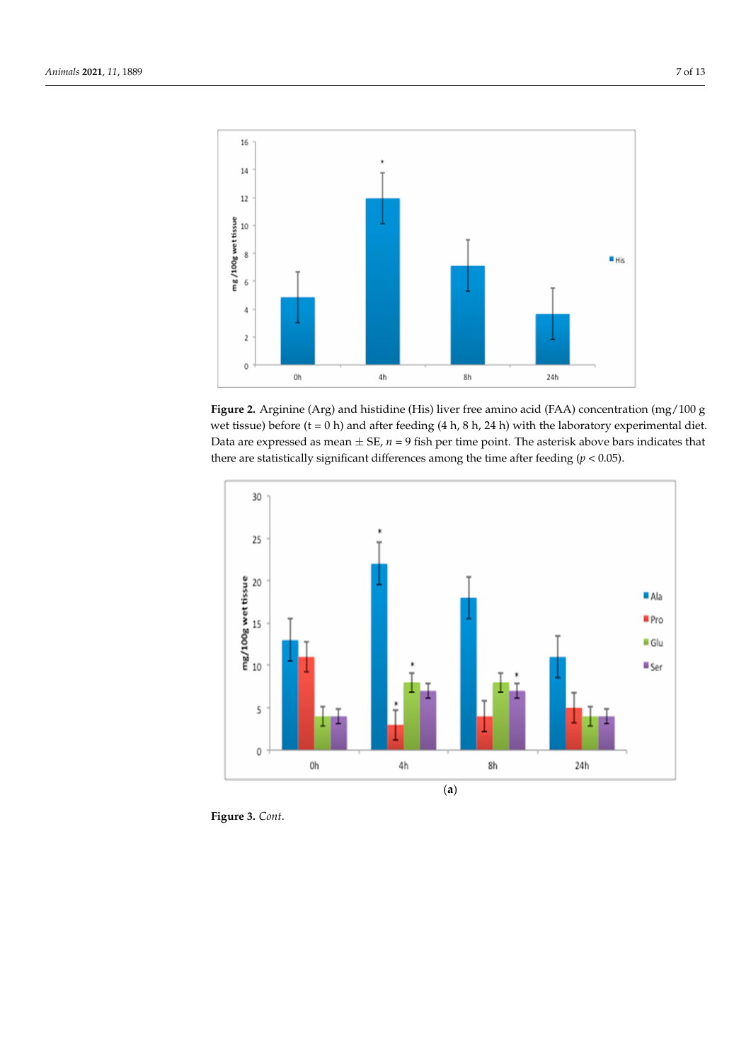**Figure 2.** Arginine (Arg) and histidine (His) liver free amino acid (FAA) concentration (mg/100 g wet tissue) before (t = 0 h) and after feeding (4 h, 8 h, 24 h) with the laboratory experimental diet. Data are expressed as mean ± SE, $n = 9$ fish per time point. The asterisk above bars indicates that there are statistically significant differences among the time after feeding ($p < 0.05$).

(**a**)

**Figure 3.** *Cont.*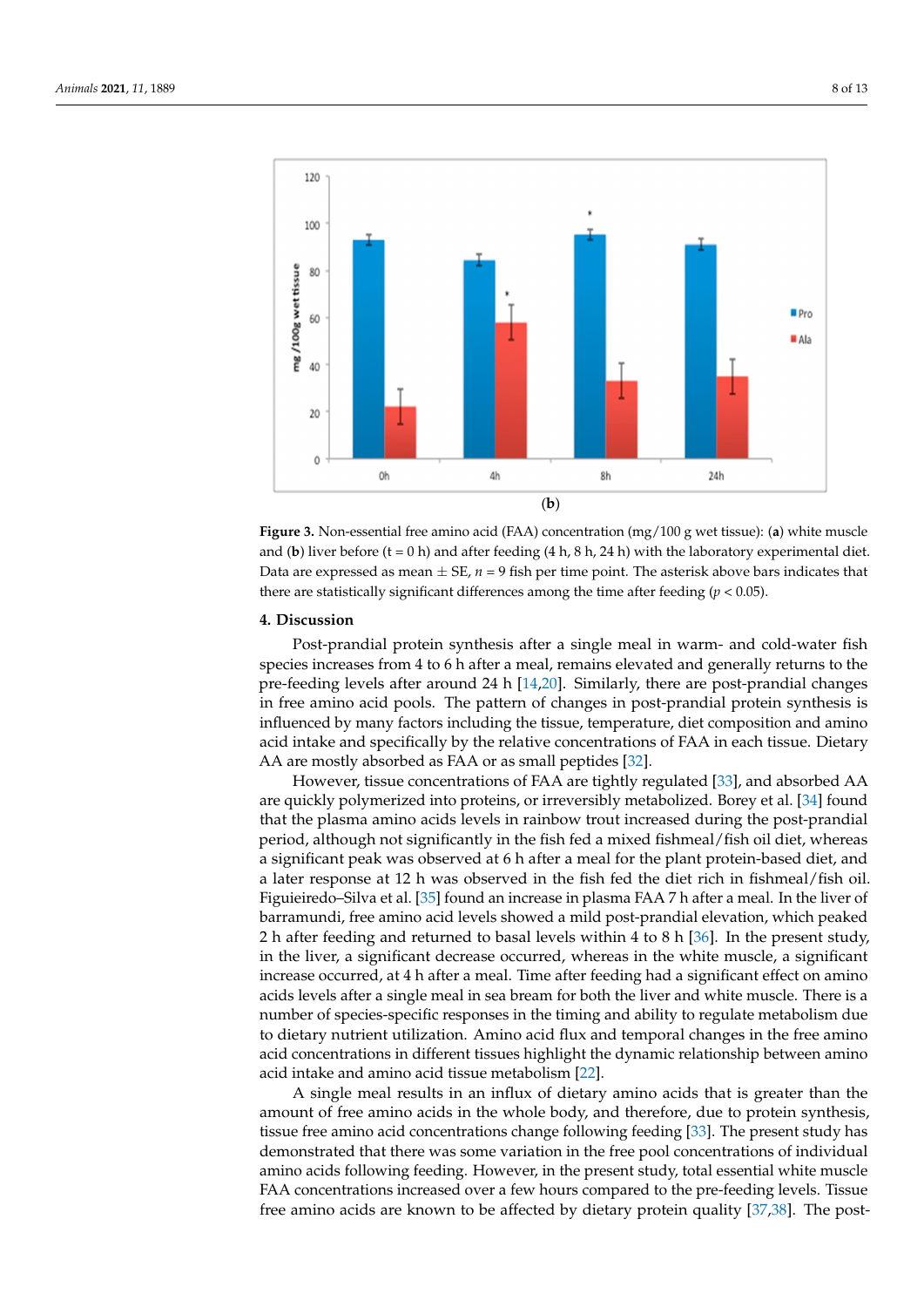(**b**)

**Figure 3.** Non-essential free amino acid (FAA) concentration (mg/100 g wet tissue): (**a**) white muscle and (**b**) liver before (t = 0 h) and after feeding (4 h, 8 h, 24 h) with the laboratory experimental diet. Data are expressed as mean ± SE, $n$ = 9 fish per time point. The asterisk above bars indicates that there are statistically significant differences among the time after feeding ($p < 0.05$).

## 4. Discussion

Post-prandial protein synthesis after a single meal in warm- and cold-water fish species increases from 4 to 6 h after a meal, remains elevated and generally returns to the pre-feeding levels after around 24 h [14,20]. Similarly, there are post-prandial changes in free amino acid pools. The pattern of changes in post-prandial protein synthesis is influenced by many factors including the tissue, temperature, diet composition and amino acid intake and specifically by the relative concentrations of FAA in each tissue. Dietary AA are mostly absorbed as FAA or as small peptides [32].

However, tissue concentrations of FAA are tightly regulated [33], and absorbed AA are quickly polymerized into proteins, or irreversibly metabolized. Borey et al. [34] found that the plasma amino acids levels in rainbow trout increased during the post-prandial period, although not significantly in the fish fed a mixed fishmeal/fish oil diet, whereas a significant peak was observed at 6 h after a meal for the plant protein-based diet, and a later response at 12 h was observed in the fish fed the diet rich in fishmeal/fish oil. Figuieiredo–Silva et al. [35] found an increase in plasma FAA 7 h after a meal. In the liver of barramundi, free amino acid levels showed a mild post-prandial elevation, which peaked 2 h after feeding and returned to basal levels within 4 to 8 h [36]. In the present study, in the liver, a significant decrease occurred, whereas in the white muscle, a significant increase occurred, at 4 h after a meal. Time after feeding had a significant effect on amino acids levels after a single meal in sea bream for both the liver and white muscle. There is a number of species-specific responses in the timing and ability to regulate metabolism due to dietary nutrient utilization. Amino acid flux and temporal changes in the free amino acid concentrations in different tissues highlight the dynamic relationship between amino acid intake and amino acid tissue metabolism [22].

A single meal results in an influx of dietary amino acids that is greater than the amount of free amino acids in the whole body, and therefore, due to protein synthesis, tissue free amino acid concentrations change following feeding [33]. The present study has demonstrated that there was some variation in the free pool concentrations of individual amino acids following feeding. However, in the present study, total essential white muscle FAA concentrations increased over a few hours compared to the pre-feeding levels. Tissue free amino acids are known to be affected by dietary protein quality [37,38]. The post-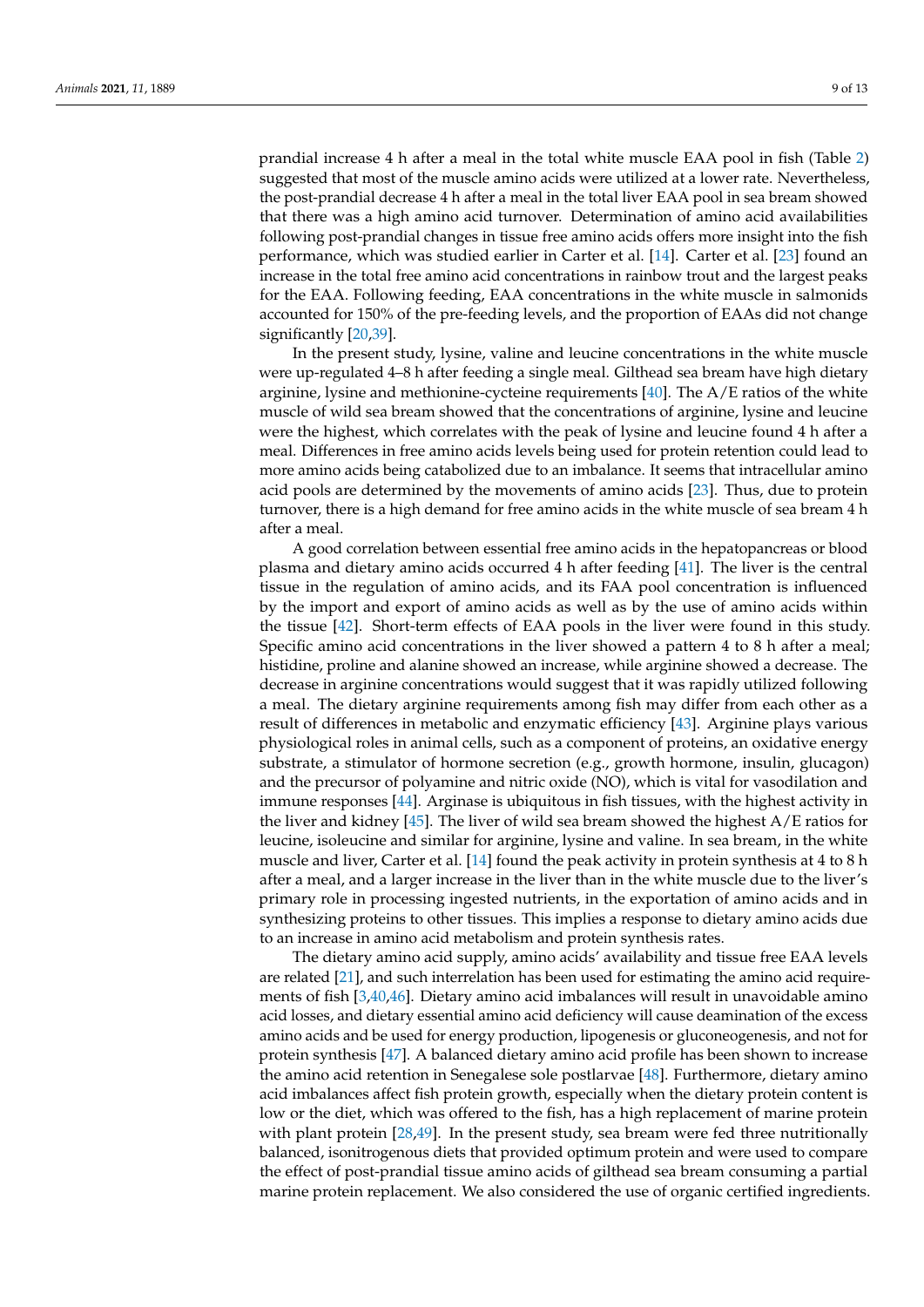prandial increase 4 h after a meal in the total white muscle EAA pool in fish (Table 2) suggested that most of the muscle amino acids were utilized at a lower rate. Nevertheless, the post-prandial decrease 4 h after a meal in the total liver EAA pool in sea bream showed that there was a high amino acid turnover. Determination of amino acid availabilities following post-prandial changes in tissue free amino acids offers more insight into the fish performance, which was studied earlier in Carter et al. [14]. Carter et al. [23] found an increase in the total free amino acid concentrations in rainbow trout and the largest peaks for the EAA. Following feeding, EAA concentrations in the white muscle in salmonids accounted for 150% of the pre-feeding levels, and the proportion of EAAs did not change significantly [20,39].

In the present study, lysine, valine and leucine concentrations in the white muscle were up-regulated 4–8 h after feeding a single meal. Gilthead sea bream have high dietary arginine, lysine and methionine-cycteine requirements [40]. The A/E ratios of the white muscle of wild sea bream showed that the concentrations of arginine, lysine and leucine were the highest, which correlates with the peak of lysine and leucine found 4 h after a meal. Differences in free amino acids levels being used for protein retention could lead to more amino acids being catabolized due to an imbalance. It seems that intracellular amino acid pools are determined by the movements of amino acids [23]. Thus, due to protein turnover, there is a high demand for free amino acids in the white muscle of sea bream 4 h after a meal.

A good correlation between essential free amino acids in the hepatopancreas or blood plasma and dietary amino acids occurred 4 h after feeding [41]. The liver is the central tissue in the regulation of amino acids, and its FAA pool concentration is influenced by the import and export of amino acids as well as by the use of amino acids within the tissue [42]. Short-term effects of EAA pools in the liver were found in this study. Specific amino acid concentrations in the liver showed a pattern 4 to 8 h after a meal; histidine, proline and alanine showed an increase, while arginine showed a decrease. The decrease in arginine concentrations would suggest that it was rapidly utilized following a meal. The dietary arginine requirements among fish may differ from each other as a result of differences in metabolic and enzymatic efficiency [43]. Arginine plays various physiological roles in animal cells, such as a component of proteins, an oxidative energy substrate, a stimulator of hormone secretion (e.g., growth hormone, insulin, glucagon) and the precursor of polyamine and nitric oxide (NO), which is vital for vasodilation and immune responses [44]. Arginase is ubiquitous in fish tissues, with the highest activity in the liver and kidney [45]. The liver of wild sea bream showed the highest A/E ratios for leucine, isoleucine and similar for arginine, lysine and valine. In sea bream, in the white muscle and liver, Carter et al. [14] found the peak activity in protein synthesis at 4 to 8 h after a meal, and a larger increase in the liver than in the white muscle due to the liver's primary role in processing ingested nutrients, in the exportation of amino acids and in synthesizing proteins to other tissues. This implies a response to dietary amino acids due to an increase in amino acid metabolism and protein synthesis rates.

The dietary amino acid supply, amino acids' availability and tissue free EAA levels are related [21], and such interrelation has been used for estimating the amino acid requirements of fish [3,40,46]. Dietary amino acid imbalances will result in unavoidable amino acid losses, and dietary essential amino acid deficiency will cause deamination of the excess amino acids and be used for energy production, lipogenesis or gluconeogenesis, and not for protein synthesis [47]. A balanced dietary amino acid profile has been shown to increase the amino acid retention in Senegalese sole postlarvae [48]. Furthermore, dietary amino acid imbalances affect fish protein growth, especially when the dietary protein content is low or the diet, which was offered to the fish, has a high replacement of marine protein with plant protein [28,49]. In the present study, sea bream were fed three nutritionally balanced, isonitrogenous diets that provided optimum protein and were used to compare the effect of post-prandial tissue amino acids of gilthead sea bream consuming a partial marine protein replacement. We also considered the use of organic certified ingredients.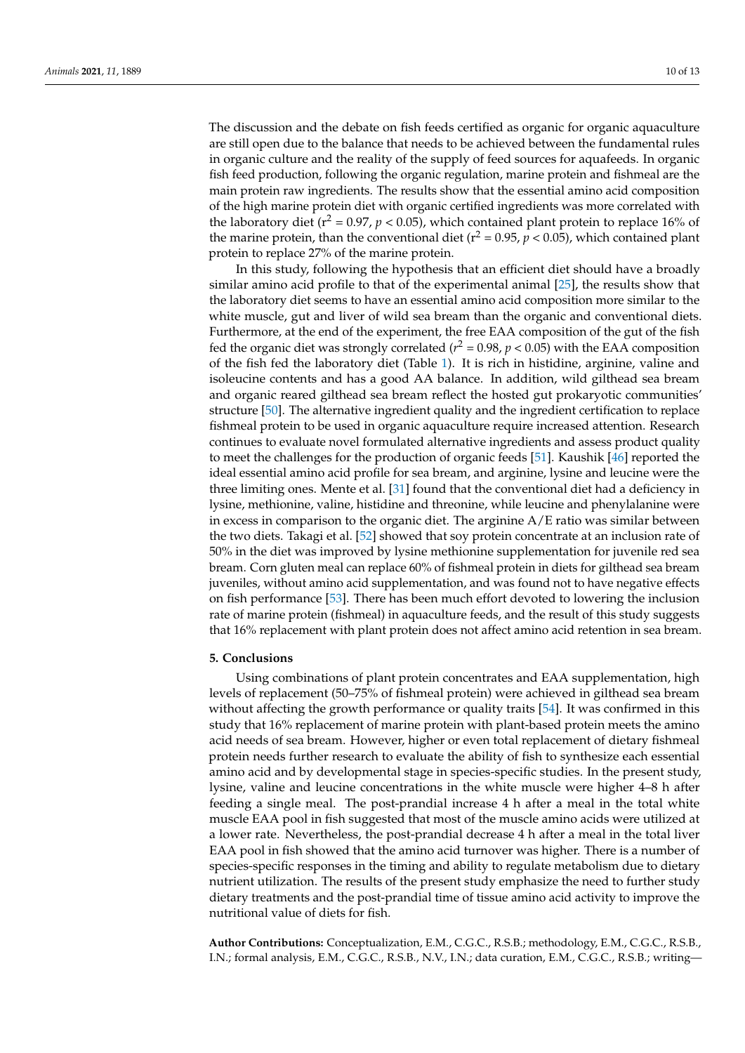The discussion and the debate on fish feeds certified as organic for organic aquaculture are still open due to the balance that needs to be achieved between the fundamental rules in organic culture and the reality of the supply of feed sources for aquafeeds. In organic fish feed production, following the organic regulation, marine protein and fishmeal are the main protein raw ingredients. The results show that the essential amino acid composition of the high marine protein diet with organic certified ingredients was more correlated with the laboratory diet ($r^2 = 0.97$, $p < 0.05$), which contained plant protein to replace 16% of the marine protein, than the conventional diet ($r^2 = 0.95$, $p < 0.05$), which contained plant protein to replace 27% of the marine protein.

In this study, following the hypothesis that an efficient diet should have a broadly similar amino acid profile to that of the experimental animal [25], the results show that the laboratory diet seems to have an essential amino acid composition more similar to the white muscle, gut and liver of wild sea bream than the organic and conventional diets. Furthermore, at the end of the experiment, the free EAA composition of the gut of the fish fed the organic diet was strongly correlated ($r^2 = 0.98$, $p < 0.05$) with the EAA composition of the fish fed the laboratory diet (Table 1). It is rich in histidine, arginine, valine and isoleucine contents and has a good AA balance. In addition, wild gilthead sea bream and organic reared gilthead sea bream reflect the hosted gut prokaryotic communities' structure [50]. The alternative ingredient quality and the ingredient certification to replace fishmeal protein to be used in organic aquaculture require increased attention. Research continues to evaluate novel formulated alternative ingredients and assess product quality to meet the challenges for the production of organic feeds [51]. Kaushik [46] reported the ideal essential amino acid profile for sea bream, and arginine, lysine and leucine were the three limiting ones. Mente et al. [31] found that the conventional diet had a deficiency in lysine, methionine, valine, histidine and threonine, while leucine and phenylalanine were in excess in comparison to the organic diet. The arginine A/E ratio was similar between the two diets. Takagi et al. [52] showed that soy protein concentrate at an inclusion rate of 50% in the diet was improved by lysine methionine supplementation for juvenile red sea bream. Corn gluten meal can replace 60% of fishmeal protein in diets for gilthead sea bream juveniles, without amino acid supplementation, and was found not to have negative effects on fish performance [53]. There has been much effort devoted to lowering the inclusion rate of marine protein (fishmeal) in aquaculture feeds, and the result of this study suggests that 16% replacement with plant protein does not affect amino acid retention in sea bream.

## 5. Conclusions

Using combinations of plant protein concentrates and EAA supplementation, high levels of replacement (50–75% of fishmeal protein) were achieved in gilthead sea bream without affecting the growth performance or quality traits [54]. It was confirmed in this study that 16% replacement of marine protein with plant-based protein meets the amino acid needs of sea bream. However, higher or even total replacement of dietary fishmeal protein needs further research to evaluate the ability of fish to synthesize each essential amino acid and by developmental stage in species-specific studies. In the present study, lysine, valine and leucine concentrations in the white muscle were higher 4–8 h after feeding a single meal. The post-prandial increase 4 h after a meal in the total white muscle EAA pool in fish suggested that most of the muscle amino acids were utilized at a lower rate. Nevertheless, the post-prandial decrease 4 h after a meal in the total liver EAA pool in fish showed that the amino acid turnover was higher. There is a number of species-specific responses in the timing and ability to regulate metabolism due to dietary nutrient utilization. The results of the present study emphasize the need to further study dietary treatments and the post-prandial time of tissue amino acid activity to improve the nutritional value of diets for fish.

**Author Contributions:** Conceptualization, E.M., C.G.C., R.S.B.; methodology, E.M., C.G.C., R.S.B., I.N.; formal analysis, E.M., C.G.C., R.S.B., N.V., I.N.; data curation, E.M., C.G.C., R.S.B.; writing—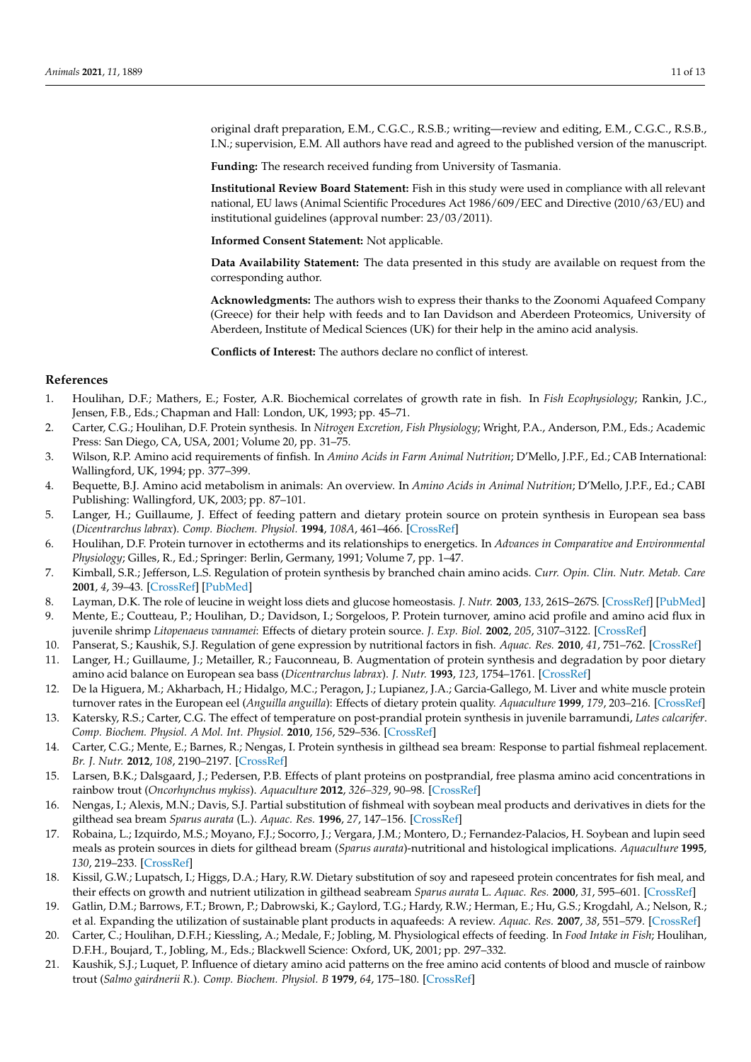original draft preparation, E.M., C.G.C., R.S.B.; writing—review and editing, E.M., C.G.C., R.S.B., I.N.; supervision, E.M. All authors have read and agreed to the published version of the manuscript.

**Funding:** The research received funding from University of Tasmania.

**Institutional Review Board Statement:** Fish in this study were used in compliance with all relevant national, EU laws (Animal Scientific Procedures Act 1986/609/EEC and Directive (2010/63/EU) and institutional guidelines (approval number: 23/03/2011).

**Informed Consent Statement:** Not applicable.

**Data Availability Statement:** The data presented in this study are available on request from the corresponding author.

**Acknowledgments:** The authors wish to express their thanks to the Zoonomi Aquafeed Company (Greece) for their help with feeds and to Ian Davidson and Aberdeen Proteomics, University of Aberdeen, Institute of Medical Sciences (UK) for their help in the amino acid analysis.

**Conflicts of Interest:** The authors declare no conflict of interest.

## References

1. Houlihan, D.F.; Mathers, E.; Foster, A.R. Biochemical correlates of growth rate in fish. In *Fish Ecophysiology*; Rankin, J.C., Jensen, F.B., Eds.; Chapman and Hall: London, UK, 1993; pp. 45–71.
2. Carter, C.G.; Houlihan, D.F. Protein synthesis. In *Nitrogen Excretion, Fish Physiology*; Wright, P.A., Anderson, P.M., Eds.; Academic Press: San Diego, CA, USA, 2001; Volume 20, pp. 31–75.
3. Wilson, R.P. Amino acid requirements of finfish. In *Amino Acids in Farm Animal Nutrition*; D'Mello, J.P.F., Ed.; CAB International: Wallingford, UK, 1994; pp. 377–399.
4. Bequette, B.J. Amino acid metabolism in animals: An overview. In *Amino Acids in Animal Nutrition*; D'Mello, J.P.F., Ed.; CABI Publishing: Wallingford, UK, 2003; pp. 87–101.
5. Langer, H.; Guillaume, J. Effect of feeding pattern and dietary protein source on protein synthesis in European sea bass (*Dicentrarchus labrax*). *Comp. Biochem. Physiol.* **1994**, *108A*, 461–466. [CrossRef]
6. Houlihan, D.F. Protein turnover in ectotherms and its relationships to energetics. In *Advances in Comparative and Environmental Physiology*; Gilles, R., Ed.; Springer: Berlin, Germany, 1991; Volume 7, pp. 1–47.
7. Kimball, S.R.; Jefferson, L.S. Regulation of protein synthesis by branched chain amino acids. *Curr. Opin. Clin. Nutr. Metab. Care* **2001**, *4*, 39–43. [CrossRef] [PubMed]
8. Layman, D.K. The role of leucine in weight loss diets and glucose homeostasis. *J. Nutr.* **2003**, *133*, 261S–267S. [CrossRef] [PubMed]
9. Mente, E.; Coutteau, P.; Houlihan, D.; Davidson, I.; Sorgeloos, P. Protein turnover, amino acid profile and amino acid flux in juvenile shrimp *Litopenaeus vannamei*: Effects of dietary protein source. *J. Exp. Biol.* **2002**, *205*, 3107–3122. [CrossRef]
10. Panserat, S.; Kaushik, S.J. Regulation of gene expression by nutritional factors in fish. *Aquac. Res.* **2010**, *41*, 751–762. [CrossRef]
11. Langer, H.; Guillaume, J.; Metailler, R.; Fauconneau, B. Augmentation of protein synthesis and degradation by poor dietary amino acid balance on European sea bass (*Dicentrarchus labrax*). *J. Nutr.* **1993**, *123*, 1754–1761. [CrossRef]
12. De la Higuera, M.; Akharbach, H.; Hidalgo, M.C.; Peragon, J.; Lupianez, J.A.; Garcia-Gallego, M. Liver and white muscle protein turnover rates in the European eel (*Anguilla anguilla*): Effects of dietary protein quality. *Aquaculture* **1999**, *179*, 203–216. [CrossRef]
13. Katersky, R.S.; Carter, C.G. The effect of temperature on post-prandial protein synthesis in juvenile barramundi, *Lates calcarifer*. *Comp. Biochem. Physiol. A Mol. Int. Physiol.* **2010**, *156*, 529–536. [CrossRef]
14. Carter, C.G.; Mente, E.; Barnes, R.; Nengas, I. Protein synthesis in gilthead sea bream: Response to partial fishmeal replacement. *Br. J. Nutr.* **2012**, *108*, 2190–2197. [CrossRef]
15. Larsen, B.K.; Dalsgaard, J.; Pedersen, P.B. Effects of plant proteins on postprandial, free plasma amino acid concentrations in rainbow trout (*Oncorhynchus mykiss*). *Aquaculture* **2012**, *326–329*, 90–98. [CrossRef]
16. Nengas, I.; Alexis, M.N.; Davis, S.J. Partial substitution of fishmeal with soybean meal products and derivatives in diets for the gilthead sea bream *Sparus aurata* (L.). *Aquac. Res.* **1996**, *27*, 147–156. [CrossRef]
17. Robaina, L.; Izquirdo, M.S.; Moyano, F.J.; Socorro, J.; Vergara, J.M.; Montero, D.; Fernandez-Palacios, H. Soybean and lupin seed meals as protein sources in diets for gilthead bream (*Sparus aurata*)-nutritional and histological implications. *Aquaculture* **1995**, *130*, 219–233. [CrossRef]
18. Kissil, G.W.; Lupatsch, I.; Higgs, D.A.; Hary, R.W. Dietary substitution of soy and rapeseed protein concentrates for fish meal, and their effects on growth and nutrient utilization in gilthead seabream *Sparus aurata* L. *Aquac. Res.* **2000**, *31*, 595–601. [CrossRef]
19. Gatlin, D.M.; Barrows, F.T.; Brown, P.; Dabrowski, K.; Gaylord, T.G.; Hardy, R.W.; Herman, E.; Hu, G.S.; Krogdahl, A.; Nelson, R.; et al. Expanding the utilization of sustainable plant products in aquafeeds: A review. *Aquac. Res.* **2007**, *38*, 551–579. [CrossRef]
20. Carter, C.; Houlihan, D.F.H.; Kiessling, A.; Medale, F.; Jobling, M. Physiological effects of feeding. In *Food Intake in Fish*; Houlihan, D.F.H., Boujard, T., Jobling, M., Eds.; Blackwell Science: Oxford, UK, 2001; pp. 297–332.
21. Kaushik, S.J.; Luquet, P. Influence of dietary amino acid patterns on the free amino acid contents of blood and muscle of rainbow trout (*Salmo gairdnerii R.*). *Comp. Biochem. Physiol. B* **1979**, *64*, 175–180. [CrossRef]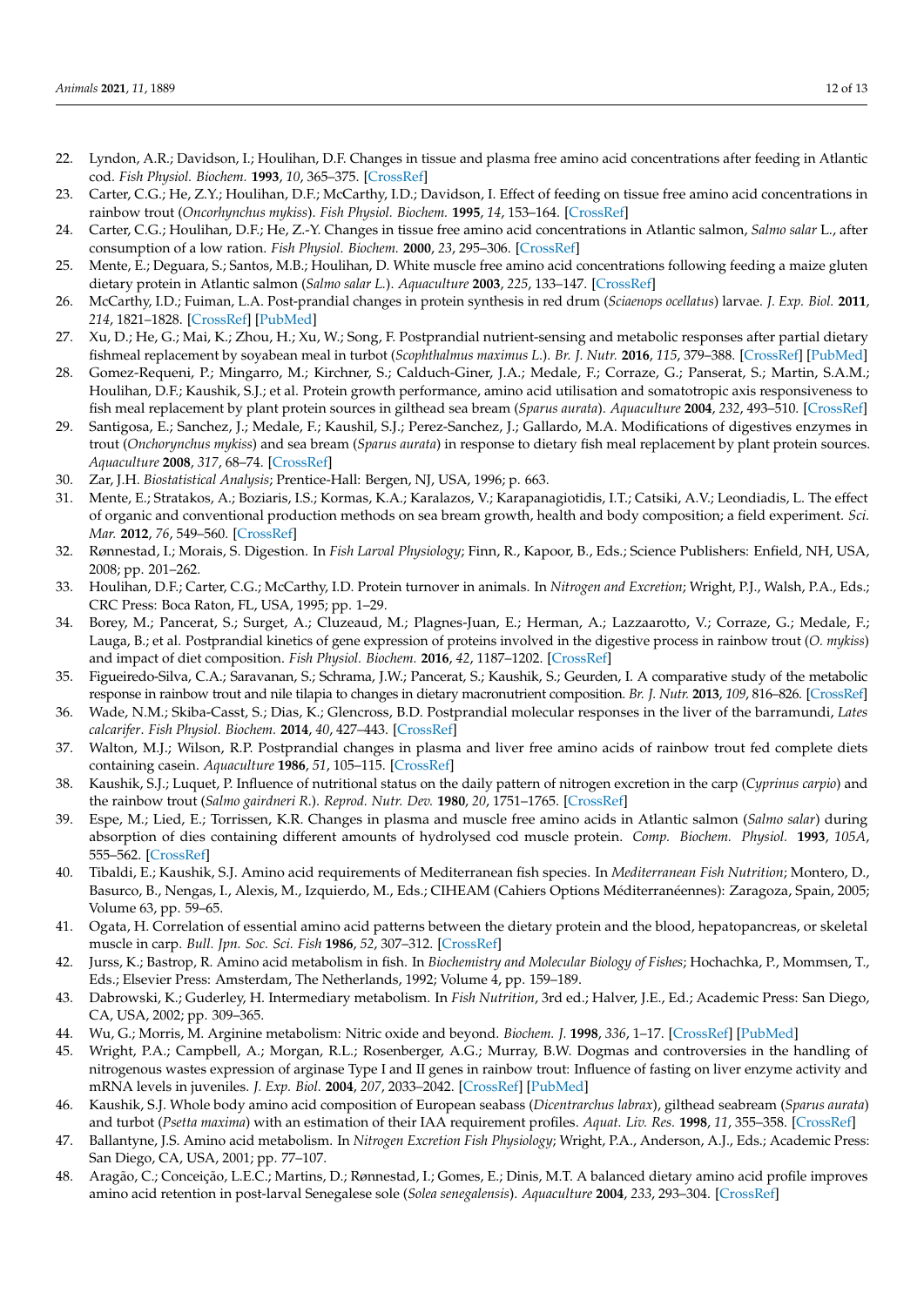22. Lyndon, A.R.; Davidson, I.; Houlihan, D.F. Changes in tissue and plasma free amino acid concentrations after feeding in Atlantic cod. *Fish Physiol. Biochem.* **1993**, *10*, 365–375. [CrossRef]
23. Carter, C.G.; He, Z.Y.; Houlihan, D.F.; McCarthy, I.D.; Davidson, I. Effect of feeding on tissue free amino acid concentrations in rainbow trout (*Oncorhynchus mykiss*). *Fish Physiol. Biochem.* **1995**, *14*, 153–164. [CrossRef]
24. Carter, C.G.; Houlihan, D.F.; He, Z.-Y. Changes in tissue free amino acid concentrations in Atlantic salmon, *Salmo salar* L., after consumption of a low ration. *Fish Physiol. Biochem.* **2000**, *23*, 295–306. [CrossRef]
25. Mente, E.; Deguara, S.; Santos, M.B.; Houlihan, D. White muscle free amino acid concentrations following feeding a maize gluten dietary protein in Atlantic salmon (*Salmo salar L.*). *Aquaculture* **2003**, *225*, 133–147. [CrossRef]
26. McCarthy, I.D.; Fuiman, L.A. Post-prandial changes in protein synthesis in red drum (*Sciaenops ocellatus*) larvae. *J. Exp. Biol.* **2011**, *214*, 1821–1828. [CrossRef] [PubMed]
27. Xu, D.; He, G.; Mai, K.; Zhou, H.; Xu, W.; Song, F. Postprandial nutrient-sensing and metabolic responses after partial dietary fishmeal replacement by soyabean meal in turbot (*Scophthalmus maximus L.*). *Br. J. Nutr.* **2016**, *115*, 379–388. [CrossRef] [PubMed]
28. Gomez-Requeni, P.; Mingarro, M.; Kirchner, S.; Calduch-Giner, J.A.; Medale, F.; Corraze, G.; Panserat, S.; Martin, S.A.M.; Houlihan, D.F.; Kaushik, S.J.; et al. Protein growth performance, amino acid utilisation and somatotropic axis responsiveness to fish meal replacement by plant protein sources in gilthead sea bream (*Sparus aurata*). *Aquaculture* **2004**, *232*, 493–510. [CrossRef]
29. Santigosa, E.; Sanchez, J.; Medale, F.; Kaushil, S.J.; Perez-Sanchez, J.; Gallardo, M.A. Modifications of digestives enzymes in trout (*Onchorynchus mykiss*) and sea bream (*Sparus aurata*) in response to dietary fish meal replacement by plant protein sources. *Aquaculture* **2008**, *317*, 68–74. [CrossRef]
30. Zar, J.H. *Biostatistical Analysis*; Prentice-Hall: Bergen, NJ, USA, 1996; p. 663.
31. Mente, E.; Stratakos, A.; Boziaris, I.S.; Kormas, K.A.; Karalazos, V.; Karapanagiotidis, I.T.; Catsiki, A.V.; Leondiadis, L. The effect of organic and conventional production methods on sea bream growth, health and body composition; a field experiment. *Sci. Mar.* **2012**, *76*, 549–560. [CrossRef]
32. Rønnestad, I.; Morais, S. Digestion. In *Fish Larval Physiology*; Finn, R., Kapoor, B., Eds.; Science Publishers: Enfield, NH, USA, 2008; pp. 201–262.
33. Houlihan, D.F.; Carter, C.G.; McCarthy, I.D. Protein turnover in animals. In *Nitrogen and Excretion*; Wright, P.J., Walsh, P.A., Eds.; CRC Press: Boca Raton, FL, USA, 1995; pp. 1–29.
34. Borey, M.; Pancerat, S.; Surget, A.; Cluzeaud, M.; Plagnes-Juan, E.; Herman, A.; Lazzaarotto, V.; Corraze, G.; Medale, F.; Lauga, B.; et al. Postprandial kinetics of gene expression of proteins involved in the digestive process in rainbow trout (*O. mykiss*) and impact of diet composition. *Fish Physiol. Biochem.* **2016**, *42*, 1187–1202. [CrossRef]
35. Figueiredo-Silva, C.A.; Saravanan, S.; Schrama, J.W.; Pancerat, S.; Kaushik, S.; Geurden, I. A comparative study of the metabolic response in rainbow trout and nile tilapia to changes in dietary macronutrient composition. *Br. J. Nutr.* **2013**, *109*, 816–826. [CrossRef]
36. Wade, N.M.; Skiba-Casst, S.; Dias, K.; Glencross, B.D. Postprandial molecular responses in the liver of the barramundi, *Lates calcarifer*. *Fish Physiol. Biochem.* **2014**, *40*, 427–443. [CrossRef]
37. Walton, M.J.; Wilson, R.P. Postprandial changes in plasma and liver free amino acids of rainbow trout fed complete diets containing casein. *Aquaculture* **1986**, *51*, 105–115. [CrossRef]
38. Kaushik, S.J.; Luquet, P. Influence of nutritional status on the daily pattern of nitrogen excretion in the carp (*Cyprinus carpio*) and the rainbow trout (*Salmo gairdneri R.*). *Reprod. Nutr. Dev.* **1980**, *20*, 1751–1765. [CrossRef]
39. Espe, M.; Lied, E.; Torrissen, K.R. Changes in plasma and muscle free amino acids in Atlantic salmon (*Salmo salar*) during absorption of dies containing different amounts of hydrolysed cod muscle protein. *Comp. Biochem. Physiol.* **1993**, *105A*, 555–562. [CrossRef]
40. Tibaldi, E.; Kaushik, S.J. Amino acid requirements of Mediterranean fish species. In *Mediterranean Fish Nutrition*; Montero, D., Basurco, B., Nengas, I., Alexis, M., Izquierdo, M., Eds.; CIHEAM (Cahiers Options Méditerranéennes): Zaragoza, Spain, 2005; Volume 63, pp. 59–65.
41. Ogata, H. Correlation of essential amino acid patterns between the dietary protein and the blood, hepatopancreas, or skeletal muscle in carp. *Bull. Jpn. Soc. Sci. Fish* **1986**, *52*, 307–312. [CrossRef]
42. Jurss, K.; Bastrop, R. Amino acid metabolism in fish. In *Biochemistry and Molecular Biology of Fishes*; Hochachka, P., Mommsen, T., Eds.; Elsevier Press: Amsterdam, The Netherlands, 1992; Volume 4, pp. 159–189.
43. Dabrowski, K.; Guderley, H. Intermediary metabolism. In *Fish Nutrition*, 3rd ed.; Halver, J.E., Ed.; Academic Press: San Diego, CA, USA, 2002; pp. 309–365.
44. Wu, G.; Morris, M. Arginine metabolism: Nitric oxide and beyond. *Biochem. J.* **1998**, *336*, 1–17. [CrossRef] [PubMed]
45. Wright, P.A.; Campbell, A.; Morgan, R.L.; Rosenberger, A.G.; Murray, B.W. Dogmas and controversies in the handling of nitrogenous wastes expression of arginase Type I and II genes in rainbow trout: Influence of fasting on liver enzyme activity and mRNA levels in juveniles. *J. Exp. Biol.* **2004**, *207*, 2033–2042. [CrossRef] [PubMed]
46. Kaushik, S.J. Whole body amino acid composition of European seabass (*Dicentrarchus labrax*), gilthead seabream (*Sparus aurata*) and turbot (*Psetta maxima*) with an estimation of their IAA requirement profiles. *Aquat. Liv. Res.* **1998**, *11*, 355–358. [CrossRef]
47. Ballantyne, J.S. Amino acid metabolism. In *Nitrogen Excretion Fish Physiology*; Wright, P.A., Anderson, A.J., Eds.; Academic Press: San Diego, CA, USA, 2001; pp. 77–107.
48. Aragão, C.; Conceição, L.E.C.; Martins, D.; Rønnestad, I.; Gomes, E.; Dinis, M.T. A balanced dietary amino acid profile improves amino acid retention in post-larval Senegalese sole (*Solea senegalensis*). *Aquaculture* **2004**, *233*, 293–304. [CrossRef]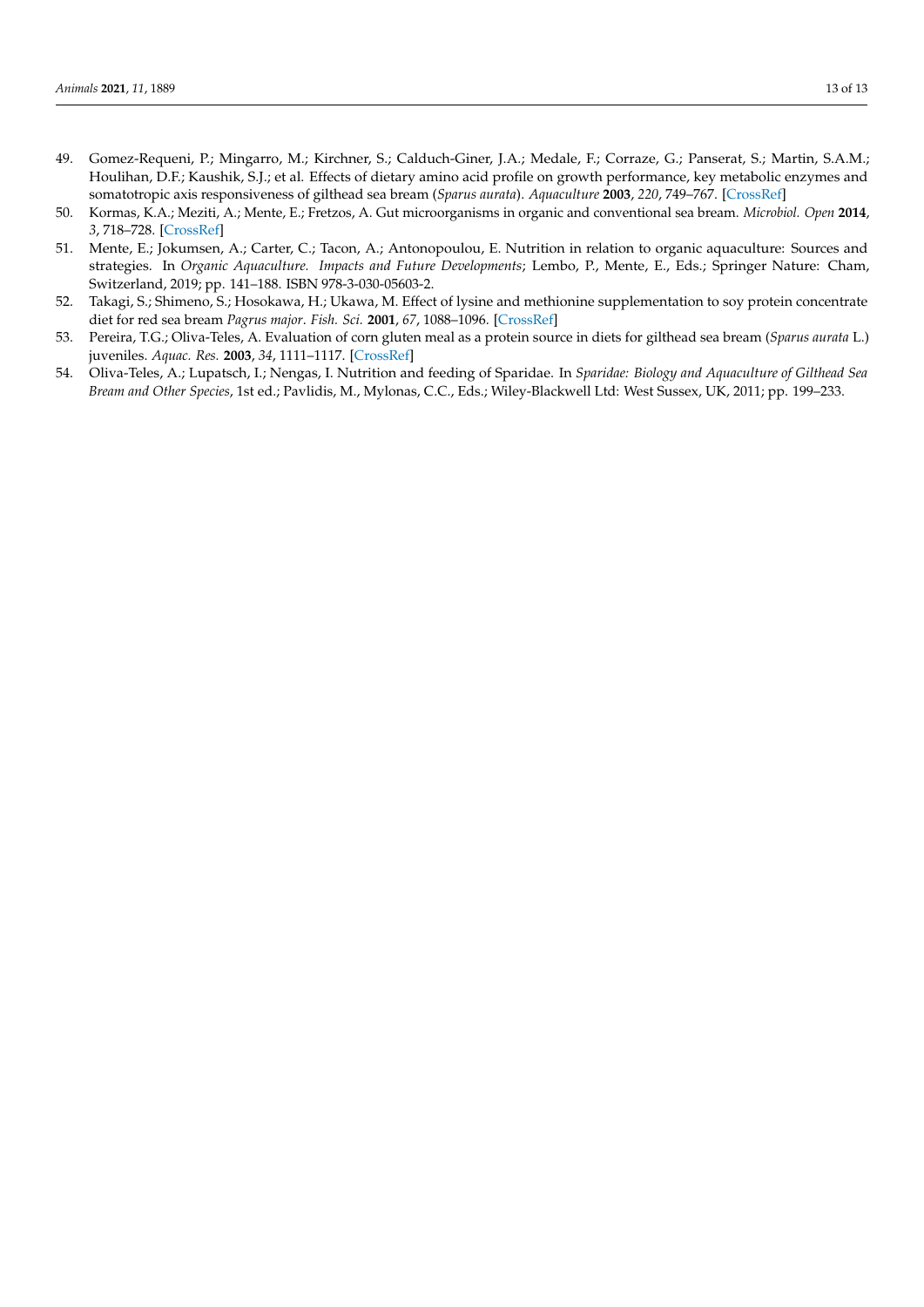49. Gomez-Requeni, P.; Mingarro, M.; Kirchner, S.; Calduch-Giner, J.A.; Medale, F.; Corraze, G.; Panserat, S.; Martin, S.A.M.; Houlihan, D.F.; Kaushik, S.J.; et al. Effects of dietary amino acid profile on growth performance, key metabolic enzymes and somatotropic axis responsiveness of gilthead sea bream (*Sparus aurata*). *Aquaculture* **2003**, *220*, 749–767. [CrossRef]
50. Kormas, K.A.; Meziti, A.; Mente, E.; Fretzos, A. Gut microorganisms in organic and conventional sea bream. *Microbiol. Open* **2014**, *3*, 718–728. [CrossRef]
51. Mente, E.; Jokumsen, A.; Carter, C.; Tacon, A.; Antonopoulou, E. Nutrition in relation to organic aquaculture: Sources and strategies. In *Organic Aquaculture. Impacts and Future Developments*; Lembo, P., Mente, E., Eds.; Springer Nature: Cham, Switzerland, 2019; pp. 141–188. ISBN 978-3-030-05603-2.
52. Takagi, S.; Shimeno, S.; Hosokawa, H.; Ukawa, M. Effect of lysine and methionine supplementation to soy protein concentrate diet for red sea bream *Pagrus major*. *Fish. Sci.* **2001**, *67*, 1088–1096. [CrossRef]
53. Pereira, T.G.; Oliva-Teles, A. Evaluation of corn gluten meal as a protein source in diets for gilthead sea bream (*Sparus aurata* L.) juveniles. *Aquac. Res.* **2003**, *34*, 1111–1117. [CrossRef]
54. Oliva-Teles, A.; Lupatsch, I.; Nengas, I. Nutrition and feeding of Sparidae. In *Sparidae: Biology and Aquaculture of Gilthead Sea Bream and Other Species*, 1st ed.; Pavlidis, M., Mylonas, C.C., Eds.; Wiley-Blackwell Ltd: West Sussex, UK, 2011; pp. 199–233.